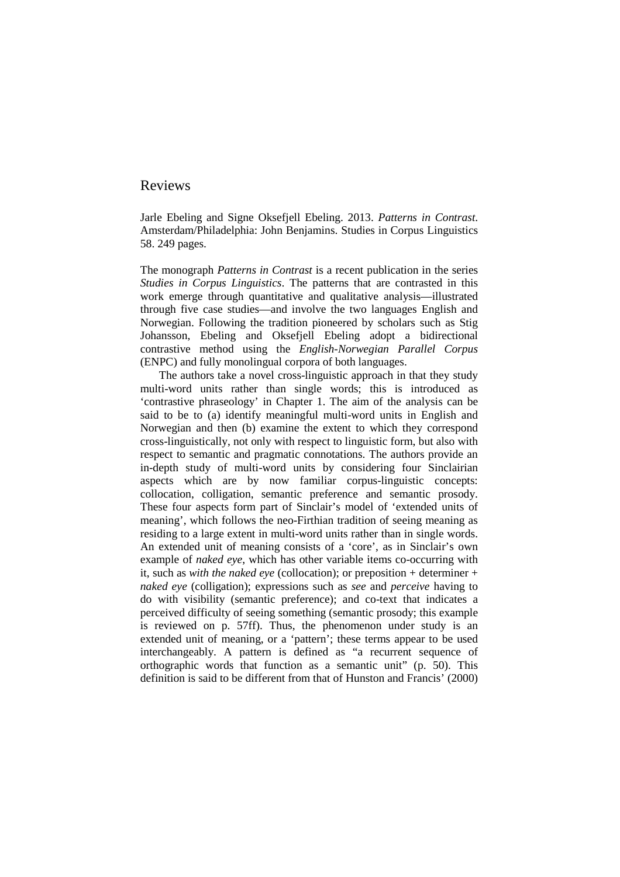# Reviews

Jarle Ebeling and Signe Oksefjell Ebeling. 2013. *Patterns in Contrast*. Amsterdam/Philadelphia: John Benjamins. Studies in Corpus Linguistics 58. 249 pages.

The monograph *Patterns in Contrast* is a recent publication in the series *Studies in Corpus Linguistics*. The patterns that are contrasted in this work emerge through quantitative and qualitative analysis—illustrated through five case studies—and involve the two languages English and Norwegian. Following the tradition pioneered by scholars such as Stig Johansson, Ebeling and Oksefjell Ebeling adopt a bidirectional contrastive method using the *English-Norwegian Parallel Corpus* (ENPC) and fully monolingual corpora of both languages.

The authors take a novel cross-linguistic approach in that they study multi-word units rather than single words; this is introduced as 'contrastive phraseology' in Chapter 1. The aim of the analysis can be said to be to (a) identify meaningful multi-word units in English and Norwegian and then (b) examine the extent to which they correspond cross-linguistically, not only with respect to linguistic form, but also with respect to semantic and pragmatic connotations. The authors provide an in-depth study of multi-word units by considering four Sinclairian aspects which are by now familiar corpus-linguistic concepts: collocation, colligation, semantic preference and semantic prosody. These four aspects form part of Sinclair's model of 'extended units of meaning', which follows the neo-Firthian tradition of seeing meaning as residing to a large extent in multi-word units rather than in single words. An extended unit of meaning consists of a 'core', as in Sinclair's own example of *naked eye*, which has other variable items co-occurring with it, such as *with the naked eye* (collocation); or preposition + determiner + *naked eye* (colligation); expressions such as *see* and *perceive* having to do with visibility (semantic preference); and co-text that indicates a perceived difficulty of seeing something (semantic prosody; this example is reviewed on p. 57ff). Thus, the phenomenon under study is an extended unit of meaning, or a 'pattern'; these terms appear to be used interchangeably. A pattern is defined as "a recurrent sequence of orthographic words that function as a semantic unit" (p. 50). This definition is said to be different from that of Hunston and Francis' (2000)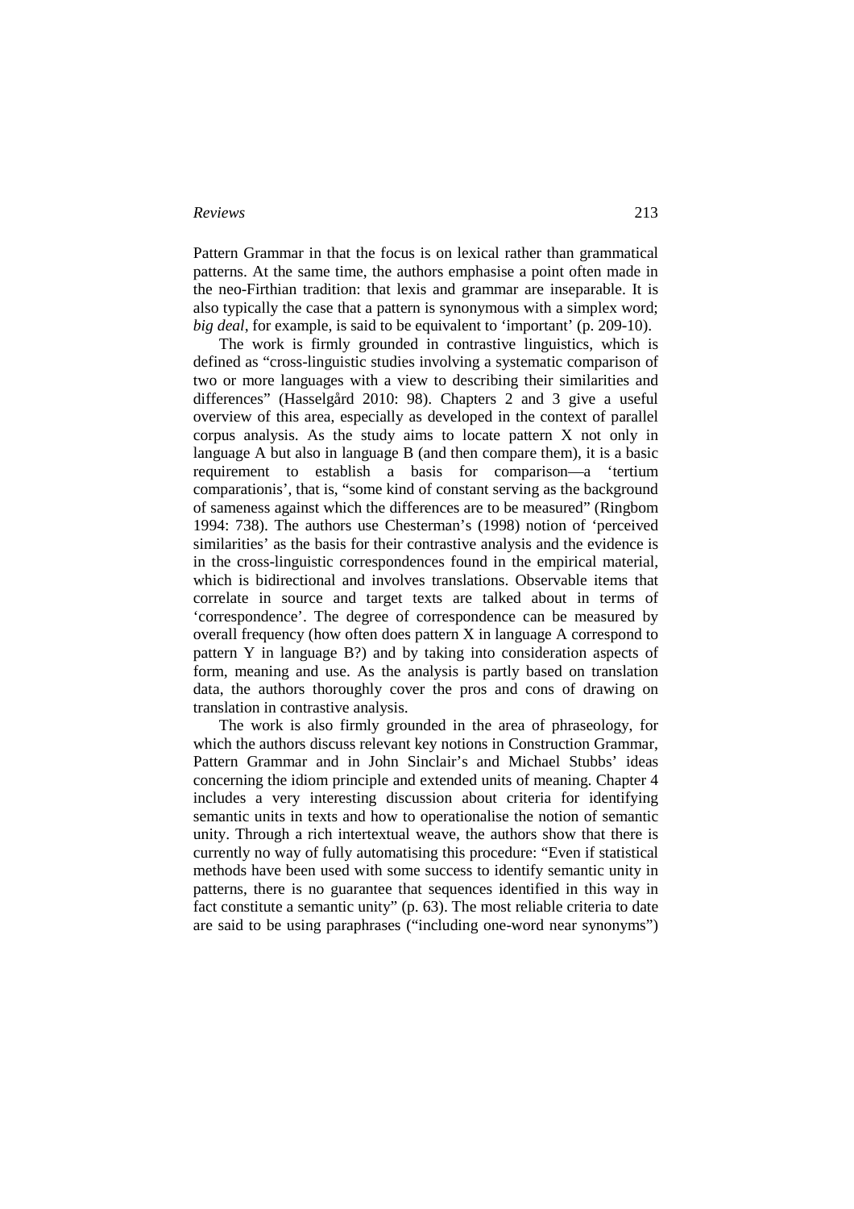Pattern Grammar in that the focus is on lexical rather than grammatical patterns. At the same time, the authors emphasise a point often made in the neo-Firthian tradition: that lexis and grammar are inseparable. It is also typically the case that a pattern is synonymous with a simplex word; *big deal*, for example, is said to be equivalent to 'important' (p. 209-10).

The work is firmly grounded in contrastive linguistics, which is defined as "cross-linguistic studies involving a systematic comparison of two or more languages with a view to describing their similarities and differences" (Hasselgård 2010: 98). Chapters 2 and 3 give a useful overview of this area, especially as developed in the context of parallel corpus analysis. As the study aims to locate pattern X not only in language A but also in language B (and then compare them), it is a basic requirement to establish a basis for comparison—a 'tertium comparationis', that is, "some kind of constant serving as the background of sameness against which the differences are to be measured" (Ringbom 1994: 738). The authors use Chesterman's (1998) notion of 'perceived similarities' as the basis for their contrastive analysis and the evidence is in the cross-linguistic correspondences found in the empirical material, which is bidirectional and involves translations. Observable items that correlate in source and target texts are talked about in terms of 'correspondence'. The degree of correspondence can be measured by overall frequency (how often does pattern X in language A correspond to pattern Y in language B?) and by taking into consideration aspects of form, meaning and use. As the analysis is partly based on translation data, the authors thoroughly cover the pros and cons of drawing on translation in contrastive analysis.

The work is also firmly grounded in the area of phraseology, for which the authors discuss relevant key notions in Construction Grammar, Pattern Grammar and in John Sinclair's and Michael Stubbs' ideas concerning the idiom principle and extended units of meaning. Chapter 4 includes a very interesting discussion about criteria for identifying semantic units in texts and how to operationalise the notion of semantic unity. Through a rich intertextual weave, the authors show that there is currently no way of fully automatising this procedure: "Even if statistical methods have been used with some success to identify semantic unity in patterns, there is no guarantee that sequences identified in this way in fact constitute a semantic unity" (p. 63). The most reliable criteria to date are said to be using paraphrases ("including one-word near synonyms")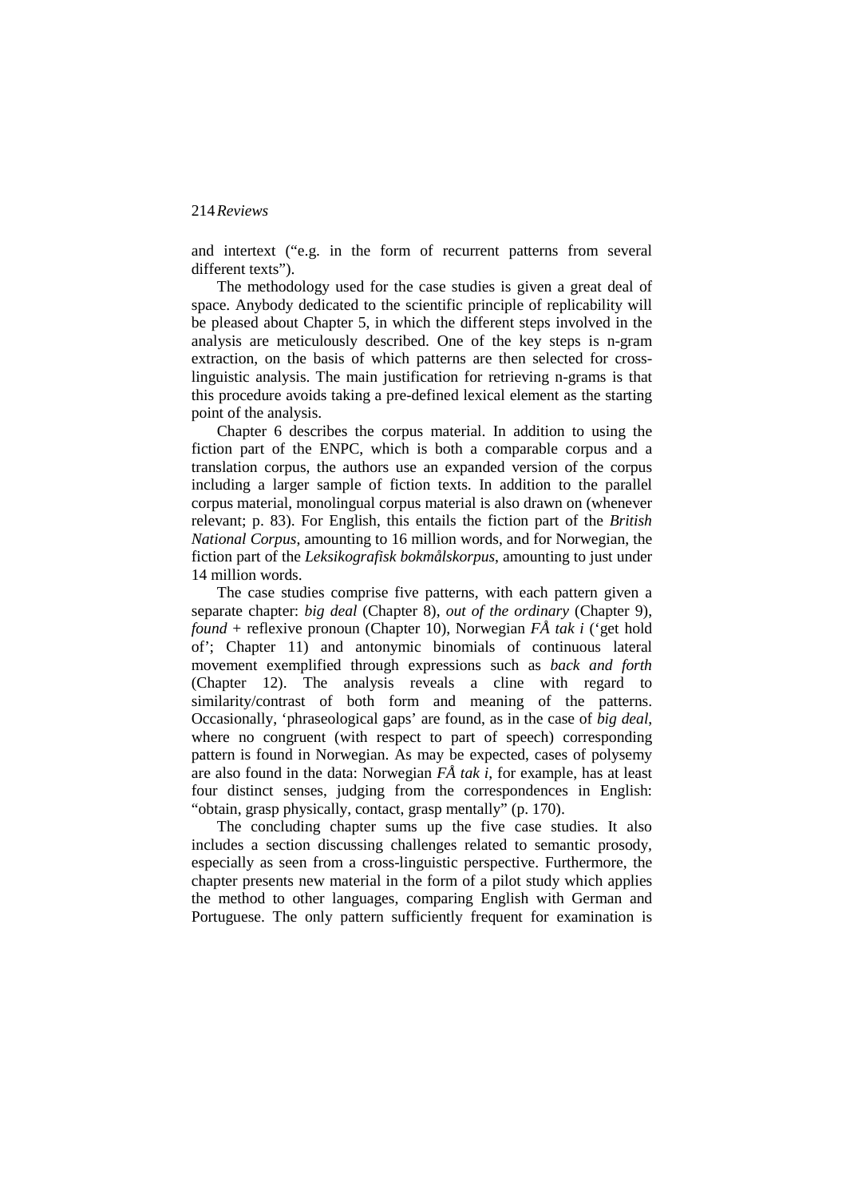and intertext ("e.g. in the form of recurrent patterns from several different texts").

The methodology used for the case studies is given a great deal of space. Anybody dedicated to the scientific principle of replicability will be pleased about Chapter 5, in which the different steps involved in the analysis are meticulously described. One of the key steps is n-gram extraction, on the basis of which patterns are then selected for cross-linguistic analysis. The main justification for retrieving n-grams is that this procedure avoids taking a pre-defined lexical element as the starting point of the analysis.

Chapter 6 describes the corpus material. In addition to using the fiction part of the ENPC, which is both a comparable corpus and a translation corpus, the authors use an expanded version of the corpus including a larger sample of fiction texts. In addition to the parallel corpus material, monolingual corpus material is also drawn on (whenever relevant; p. 83). For English, this entails the fiction part of the *British National Corpus*, amounting to 16 million words, and for Norwegian, the fiction part of the *Leksikografisk bokmålskorpus*, amounting to just under 14 million words.

The case studies comprise five patterns, with each pattern given a separate chapter: *big deal* (Chapter 8), *out of the ordinary* (Chapter 9), *found* + reflexive pronoun (Chapter 10), Norwegian *FÅ tak i* ('get hold of'; Chapter 11) and antonymic binomials of continuous lateral movement exemplified through expressions such as *back and forth* (Chapter 12). The analysis reveals a cline with regard to similarity/contrast of both form and meaning of the patterns. Occasionally, 'phraseological gaps' are found, as in the case of *big deal*, where no congruent (with respect to part of speech) corresponding pattern is found in Norwegian. As may be expected, cases of polysemy are also found in the data: Norwegian *FÅ tak i*, for example, has at least four distinct senses, judging from the correspondences in English: "obtain, grasp physically, contact, grasp mentally" (p. 170).

The concluding chapter sums up the five case studies. It also includes a section discussing challenges related to semantic prosody, especially as seen from a cross-linguistic perspective. Furthermore, the chapter presents new material in the form of a pilot study which applies the method to other languages, comparing English with German and Portuguese. The only pattern sufficiently frequent for examination is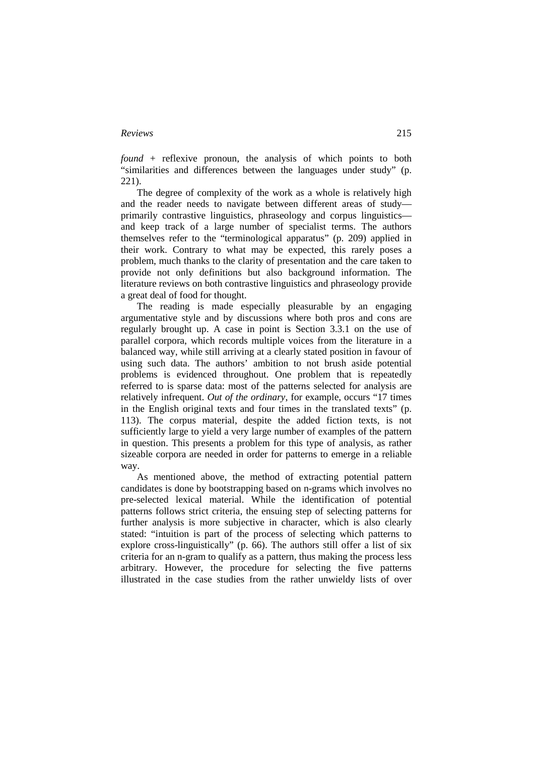*found* + reflexive pronoun, the analysis of which points to both “similarities and differences between the languages under study” (p. 221).

The degree of complexity of the work as a whole is relatively high and the reader needs to navigate between different areas of study—primarily contrastive linguistics, phraseology and corpus linguistics—and keep track of a large number of specialist terms. The authors themselves refer to the “terminological apparatus” (p. 209) applied in their work. Contrary to what may be expected, this rarely poses a problem, much thanks to the clarity of presentation and the care taken to provide not only definitions but also background information. The literature reviews on both contrastive linguistics and phraseology provide a great deal of food for thought.

The reading is made especially pleasurable by an engaging argumentative style and by discussions where both pros and cons are regularly brought up. A case in point is Section 3.3.1 on the use of parallel corpora, which records multiple voices from the literature in a balanced way, while still arriving at a clearly stated position in favour of using such data. The authors’ ambition to not brush aside potential problems is evidenced throughout. One problem that is repeatedly referred to is sparse data: most of the patterns selected for analysis are relatively infrequent. *Out of the ordinary*, for example, occurs “17 times in the English original texts and four times in the translated texts” (p. 113). The corpus material, despite the added fiction texts, is not sufficiently large to yield a very large number of examples of the pattern in question. This presents a problem for this type of analysis, as rather sizeable corpora are needed in order for patterns to emerge in a reliable way.

As mentioned above, the method of extracting potential pattern candidates is done by bootstrapping based on n-grams which involves no pre-selected lexical material. While the identification of potential patterns follows strict criteria, the ensuing step of selecting patterns for further analysis is more subjective in character, which is also clearly stated: “intuition is part of the process of selecting which patterns to explore cross-linguistically” (p. 66). The authors still offer a list of six criteria for an n-gram to qualify as a pattern, thus making the process less arbitrary. However, the procedure for selecting the five patterns illustrated in the case studies from the rather unwieldy lists of over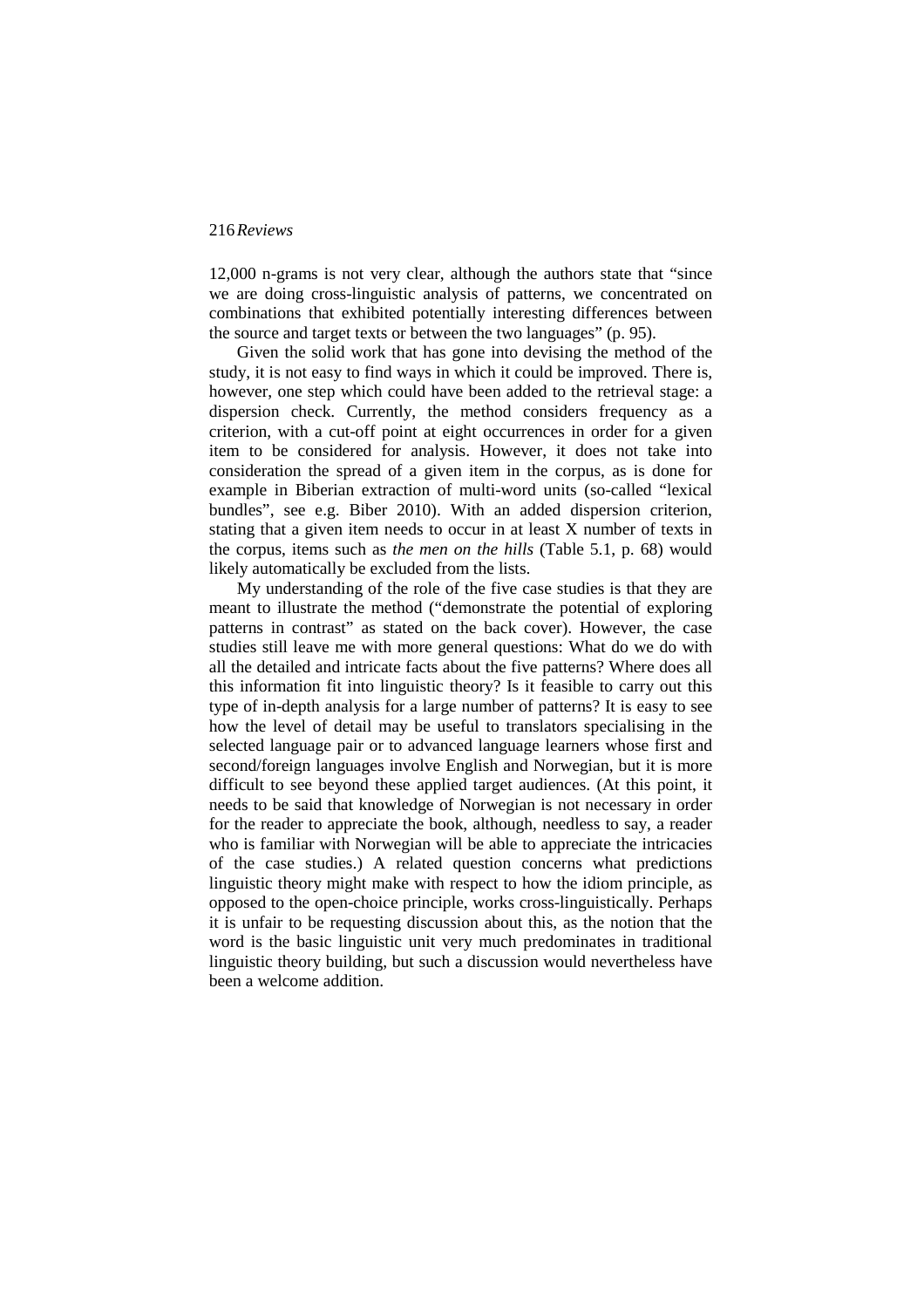12,000 n-grams is not very clear, although the authors state that "since we are doing cross-linguistic analysis of patterns, we concentrated on combinations that exhibited potentially interesting differences between the source and target texts or between the two languages" (p. 95).

Given the solid work that has gone into devising the method of the study, it is not easy to find ways in which it could be improved. There is, however, one step which could have been added to the retrieval stage: a dispersion check. Currently, the method considers frequency as a criterion, with a cut-off point at eight occurrences in order for a given item to be considered for analysis. However, it does not take into consideration the spread of a given item in the corpus, as is done for example in Biberian extraction of multi-word units (so-called "lexical bundles", see e.g. Biber 2010). With an added dispersion criterion, stating that a given item needs to occur in at least X number of texts in the corpus, items such as *the men on the hills* (Table 5.1, p. 68) would likely automatically be excluded from the lists.

My understanding of the role of the five case studies is that they are meant to illustrate the method ("demonstrate the potential of exploring patterns in contrast" as stated on the back cover). However, the case studies still leave me with more general questions: What do we do with all the detailed and intricate facts about the five patterns? Where does all this information fit into linguistic theory? Is it feasible to carry out this type of in-depth analysis for a large number of patterns? It is easy to see how the level of detail may be useful to translators specialising in the selected language pair or to advanced language learners whose first and second/foreign languages involve English and Norwegian, but it is more difficult to see beyond these applied target audiences. (At this point, it needs to be said that knowledge of Norwegian is not necessary in order for the reader to appreciate the book, although, needless to say, a reader who is familiar with Norwegian will be able to appreciate the intricacies of the case studies.) A related question concerns what predictions linguistic theory might make with respect to how the idiom principle, as opposed to the open-choice principle, works cross-linguistically. Perhaps it is unfair to be requesting discussion about this, as the notion that the word is the basic linguistic unit very much predominates in traditional linguistic theory building, but such a discussion would nevertheless have been a welcome addition.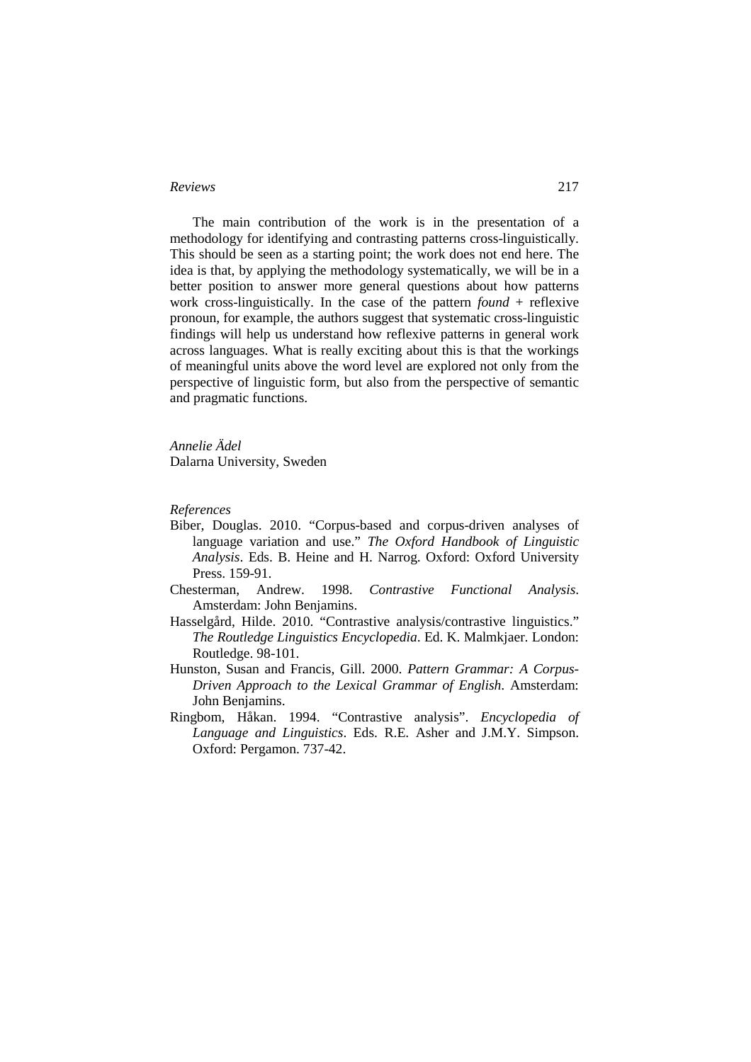The main contribution of the work is in the presentation of a methodology for identifying and contrasting patterns cross-linguistically. This should be seen as a starting point; the work does not end here. The idea is that, by applying the methodology systematically, we will be in a better position to answer more general questions about how patterns work cross-linguistically. In the case of the pattern *found* + reflexive pronoun, for example, the authors suggest that systematic cross-linguistic findings will help us understand how reflexive patterns in general work across languages. What is really exciting about this is that the workings of meaningful units above the word level are explored not only from the perspective of linguistic form, but also from the perspective of semantic and pragmatic functions.

*Annelie Ädel*
Dalarna University, Sweden

*References*

Biber, Douglas. 2010. "Corpus-based and corpus-driven analyses of language variation and use." *The Oxford Handbook of Linguistic Analysis*. Eds. B. Heine and H. Narrog. Oxford: Oxford University Press. 159-91.

Chesterman, Andrew. 1998. *Contrastive Functional Analysis*. Amsterdam: John Benjamins.

Hasselgård, Hilde. 2010. "Contrastive analysis/contrastive linguistics." *The Routledge Linguistics Encyclopedia*. Ed. K. Malmkjaer. London: Routledge. 98-101.

Hunston, Susan and Francis, Gill. 2000. *Pattern Grammar: A Corpus-Driven Approach to the Lexical Grammar of English*. Amsterdam: John Benjamins.

Ringbom, Håkan. 1994. "Contrastive analysis". *Encyclopedia of Language and Linguistics*. Eds. R.E. Asher and J.M.Y. Simpson. Oxford: Pergamon. 737-42.